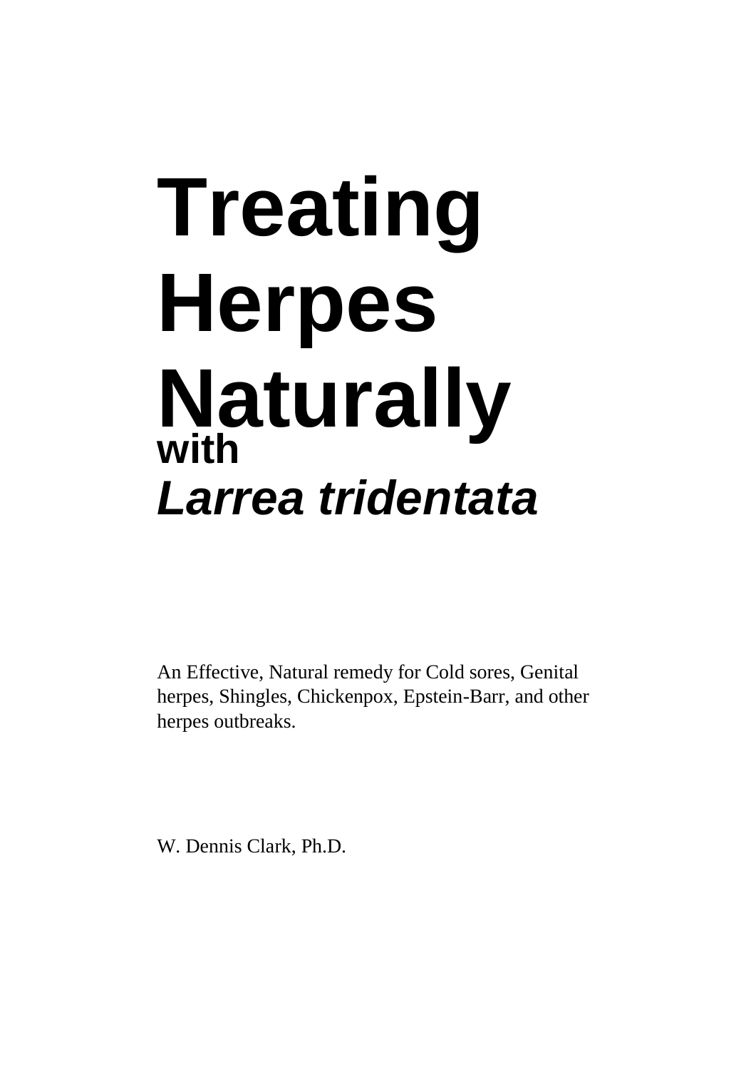# Treating Herpes Naturally

## with
## *Larrea tridentata*

An Effective, Natural remedy for Cold sores, Genital herpes, Shingles, Chickenpox, Epstein-Barr, and other herpes outbreaks.

W. Dennis Clark, Ph.D.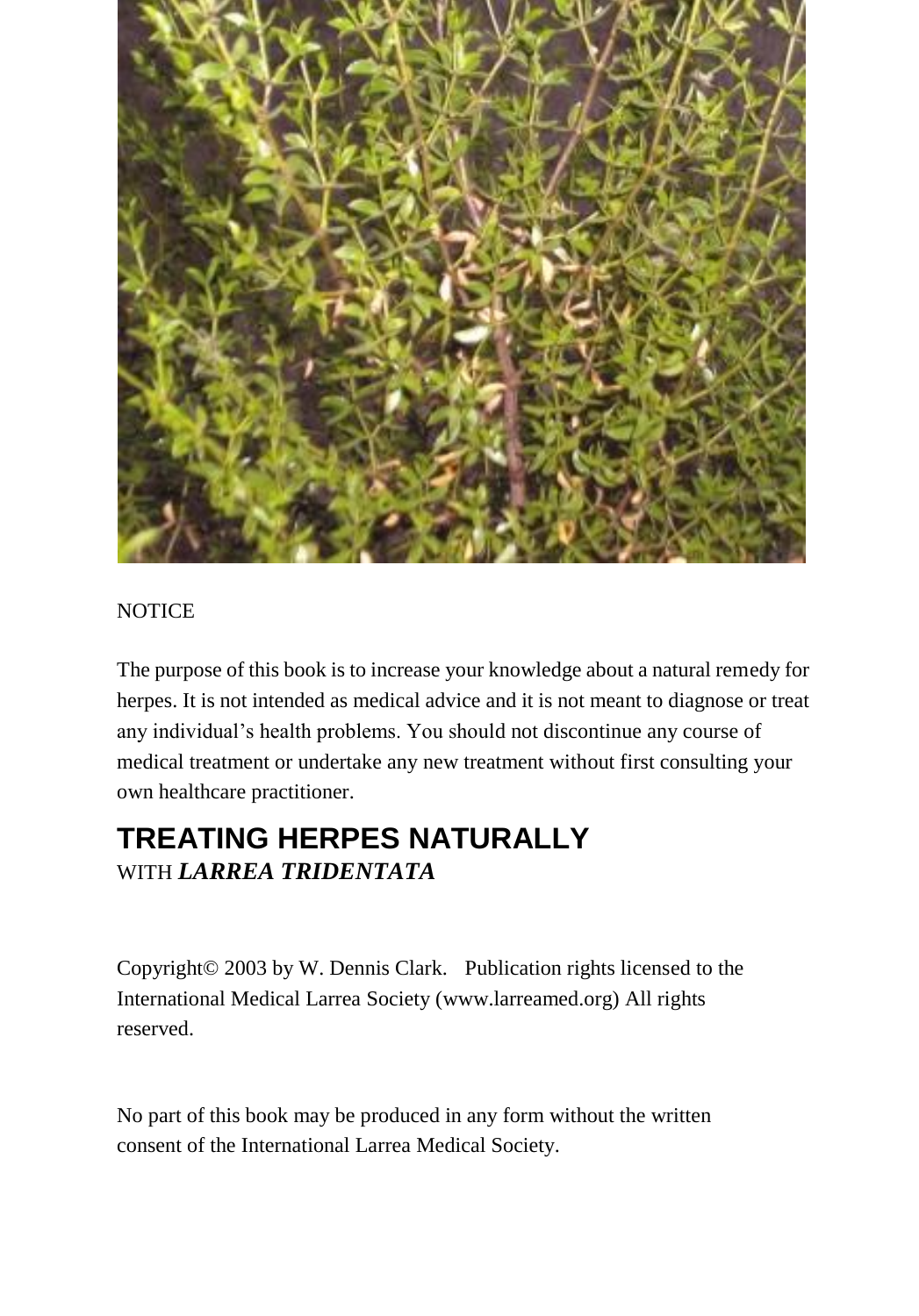NOTICE

The purpose of this book is to increase your knowledge about a natural remedy for herpes. It is not intended as medical advice and it is not meant to diagnose or treat any individual's health problems. You should not discontinue any course of medical treatment or undertake any new treatment without first consulting your own healthcare practitioner.

# TREATING HERPES NATURALLY

WITH ***LARREA TRIDENTATA***

Copyright© 2003 by W. Dennis Clark. Publication rights licensed to the International Medical Larrea Society (www.larreamed.org) All rights reserved.

No part of this book may be produced in any form without the written consent of the International Larrea Medical Society.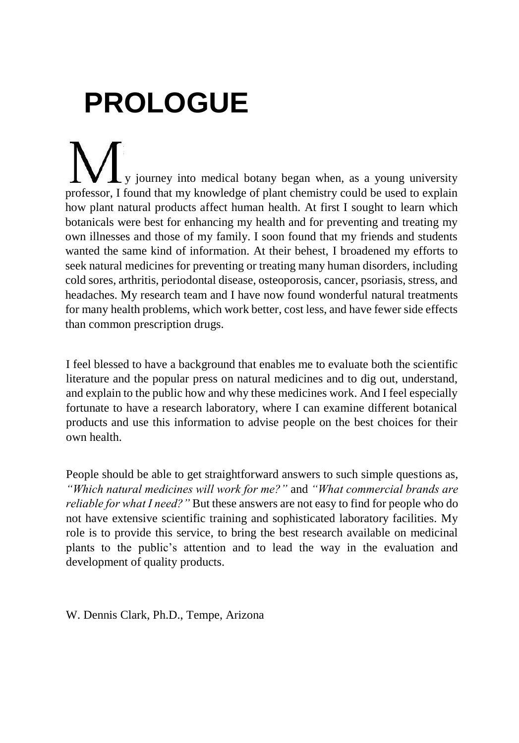# PROLOGUE

My journey into medical botany began when, as a young university professor, I found that my knowledge of plant chemistry could be used to explain how plant natural products affect human health. At first I sought to learn which botanicals were best for enhancing my health and for preventing and treating my own illnesses and those of my family. I soon found that my friends and students wanted the same kind of information. At their behest, I broadened my efforts to seek natural medicines for preventing or treating many human disorders, including cold sores, arthritis, periodontal disease, osteoporosis, cancer, psoriasis, stress, and headaches. My research team and I have now found wonderful natural treatments for many health problems, which work better, cost less, and have fewer side effects than common prescription drugs.

I feel blessed to have a background that enables me to evaluate both the scientific literature and the popular press on natural medicines and to dig out, understand, and explain to the public how and why these medicines work. And I feel especially fortunate to have a research laboratory, where I can examine different botanical products and use this information to advise people on the best choices for their own health.

People should be able to get straightforward answers to such simple questions as, *"Which natural medicines will work for me?"* and *"What commercial brands are reliable for what I need?"* But these answers are not easy to find for people who do not have extensive scientific training and sophisticated laboratory facilities. My role is to provide this service, to bring the best research available on medicinal plants to the public's attention and to lead the way in the evaluation and development of quality products.

W. Dennis Clark, Ph.D., Tempe, Arizona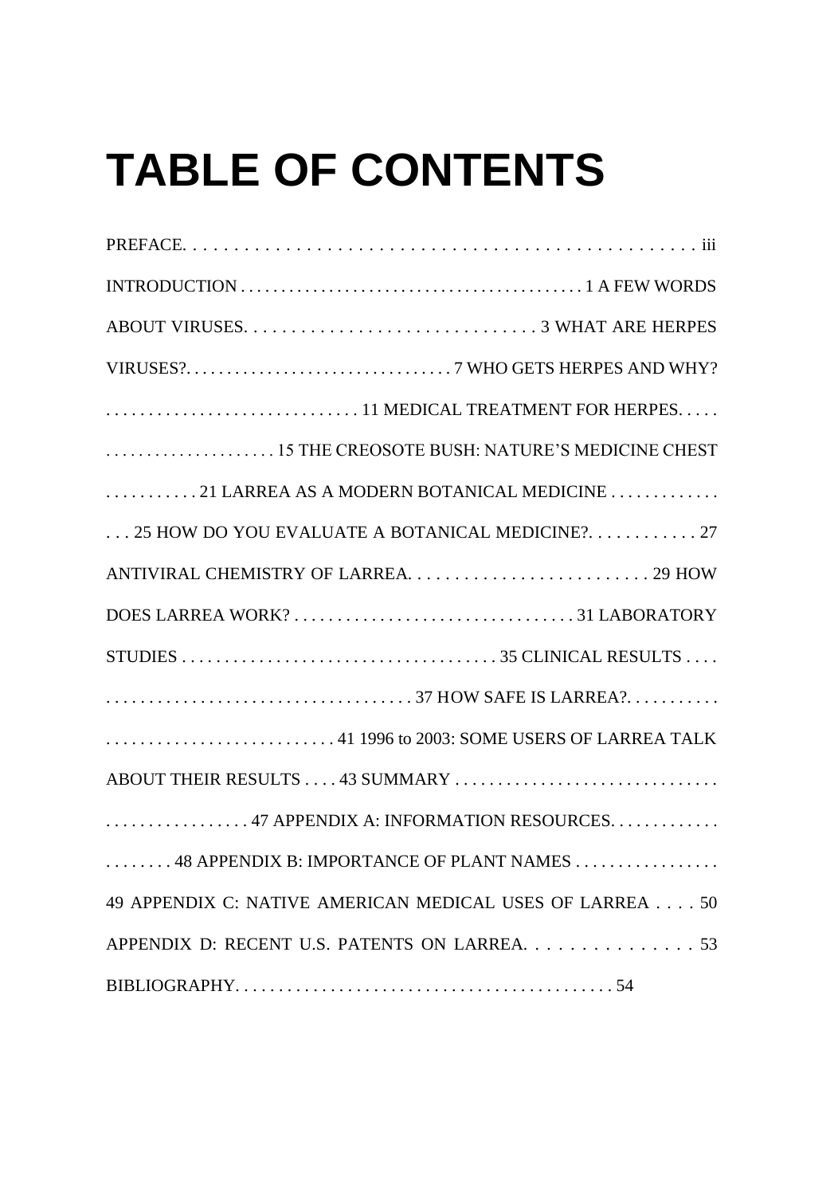# TABLE OF CONTENTS

PREFACE. . . . . . . . . . . . . . . . . . . . . . . . . . . . . . . . . . . . . . . . . . . . . . . . . . . iii

INTRODUCTION . . . . . . . . . . . . . . . . . . . . . . . . . . . . . . . . . . . . . . . . . 1

A FEW WORDS ABOUT VIRUSES. . . . . . . . . . . . . . . . . . . . . . . . . . . . . . . 3

WHAT ARE HERPES VIRUSES?. . . . . . . . . . . . . . . . . . . . . . . . . . . . . . . . 7

WHO GETS HERPES AND WHY? . . . . . . . . . . . . . . . . . . . . . . . . . . . . . 11

MEDICAL TREATMENT FOR HERPES. . . . . . . . . . . . . . . . . . . . . . . . . . 15

THE CREOSOTE BUSH: NATURE'S MEDICINE CHEST . . . . . . . . . . . 21

LARREA AS A MODERN BOTANICAL MEDICINE . . . . . . . . . . . . . . . . 25

HOW DO YOU EVALUATE A BOTANICAL MEDICINE?. . . . . . . . . . . . 27

ANTIVIRAL CHEMISTRY OF LARREA. . . . . . . . . . . . . . . . . . . . . . . . . . 29

HOW DOES LARREA WORK? . . . . . . . . . . . . . . . . . . . . . . . . . . . . . . . . 31

LABORATORY STUDIES . . . . . . . . . . . . . . . . . . . . . . . . . . . . . . . . . . . . 35

CLINICAL RESULTS . . . . . . . . . . . . . . . . . . . . . . . . . . . . . . . . . . . . . . . 37

HOW SAFE IS LARREA?. . . . . . . . . . . . . . . . . . . . . . . . . . . . . . . . . . . . . 41

1996 to 2003: SOME USERS OF LARREA TALK ABOUT THEIR RESULTS . . . . 43

SUMMARY . . . . . . . . . . . . . . . . . . . . . . . . . . . . . . . . . . . . . . . . . . . . . . 47

APPENDIX A: INFORMATION RESOURCES. . . . . . . . . . . . . . . . . . . . . 48

APPENDIX B: IMPORTANCE OF PLANT NAMES . . . . . . . . . . . . . . . . . 49

APPENDIX C: NATIVE AMERICAN MEDICAL USES OF LARREA . . . . 50

APPENDIX D: RECENT U.S. PATENTS ON LARREA. . . . . . . . . . . . . . . . 53

BIBLIOGRAPHY. . . . . . . . . . . . . . . . . . . . . . . . . . . . . . . . . . . . . . . . . . . 54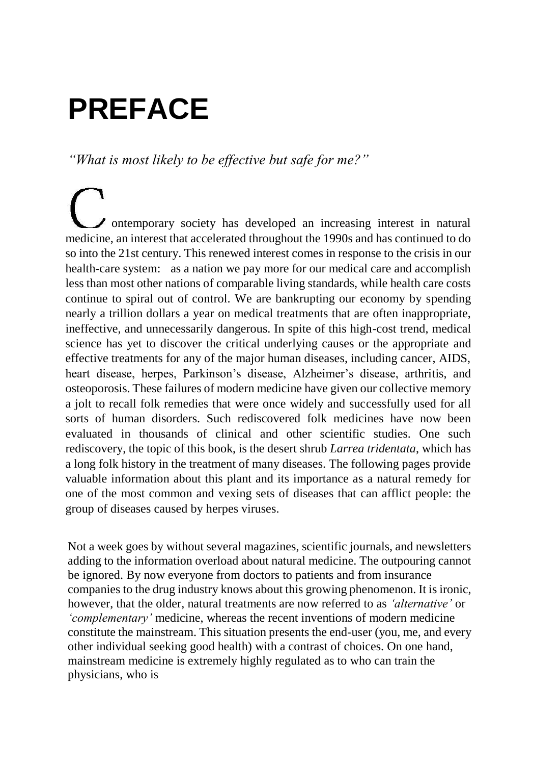# PREFACE

*"What is most likely to be effective but safe for me?"*

Contemporary society has developed an increasing interest in natural medicine, an interest that accelerated throughout the 1990s and has continued to do so into the 21st century. This renewed interest comes in response to the crisis in our health-care system: as a nation we pay more for our medical care and accomplish less than most other nations of comparable living standards, while health care costs continue to spiral out of control. We are bankrupting our economy by spending nearly a trillion dollars a year on medical treatments that are often inappropriate, ineffective, and unnecessarily dangerous. In spite of this high-cost trend, medical science has yet to discover the critical underlying causes or the appropriate and effective treatments for any of the major human diseases, including cancer, AIDS, heart disease, herpes, Parkinson's disease, Alzheimer's disease, arthritis, and osteoporosis. These failures of modern medicine have given our collective memory a jolt to recall folk remedies that were once widely and successfully used for all sorts of human disorders. Such rediscovered folk medicines have now been evaluated in thousands of clinical and other scientific studies. One such rediscovery, the topic of this book, is the desert shrub *Larrea tridentata*, which has a long folk history in the treatment of many diseases. The following pages provide valuable information about this plant and its importance as a natural remedy for one of the most common and vexing sets of diseases that can afflict people: the group of diseases caused by herpes viruses.

Not a week goes by without several magazines, scientific journals, and newsletters adding to the information overload about natural medicine. The outpouring cannot be ignored. By now everyone from doctors to patients and from insurance companies to the drug industry knows about this growing phenomenon. It is ironic, however, that the older, natural treatments are now referred to as *'alternative'* or *'complementary'* medicine, whereas the recent inventions of modern medicine constitute the mainstream. This situation presents the end-user (you, me, and every other individual seeking good health) with a contrast of choices. On one hand, mainstream medicine is extremely highly regulated as to who can train the physicians, who is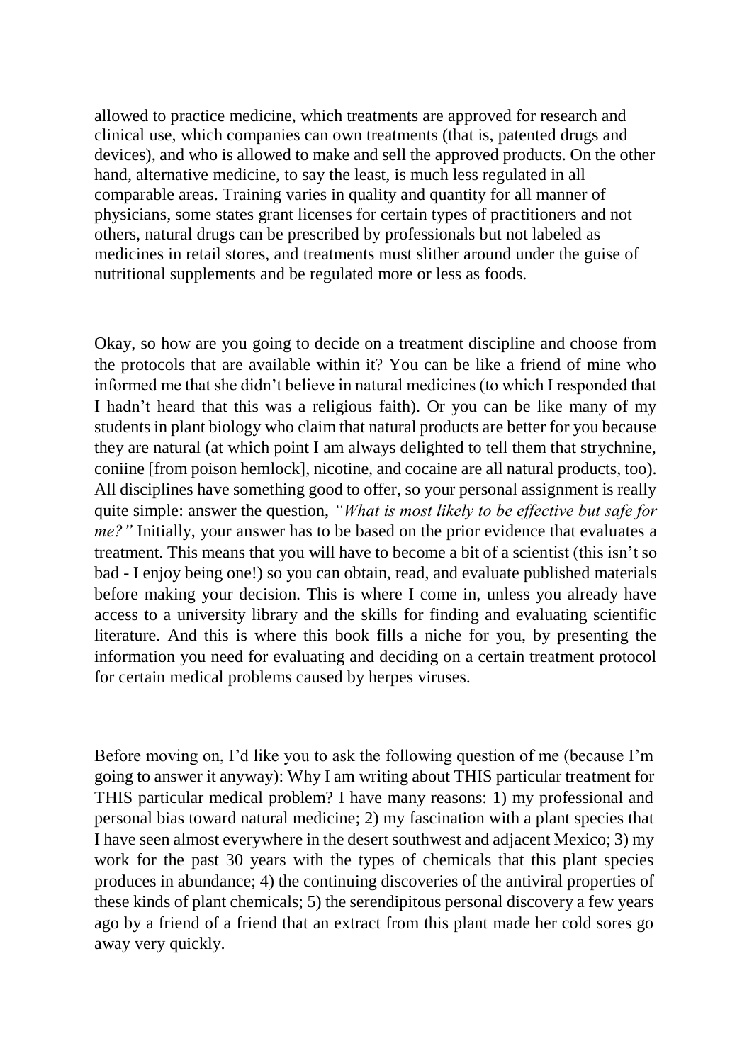allowed to practice medicine, which treatments are approved for research and clinical use, which companies can own treatments (that is, patented drugs and devices), and who is allowed to make and sell the approved products. On the other hand, alternative medicine, to say the least, is much less regulated in all comparable areas. Training varies in quality and quantity for all manner of physicians, some states grant licenses for certain types of practitioners and not others, natural drugs can be prescribed by professionals but not labeled as medicines in retail stores, and treatments must slither around under the guise of nutritional supplements and be regulated more or less as foods.

Okay, so how are you going to decide on a treatment discipline and choose from the protocols that are available within it? You can be like a friend of mine who informed me that she didn't believe in natural medicines (to which I responded that I hadn't heard that this was a religious faith). Or you can be like many of my students in plant biology who claim that natural products are better for you because they are natural (at which point I am always delighted to tell them that strychnine, coniine [from poison hemlock], nicotine, and cocaine are all natural products, too). All disciplines have something good to offer, so your personal assignment is really quite simple: answer the question, *"What is most likely to be effective but safe for me?"* Initially, your answer has to be based on the prior evidence that evaluates a treatment. This means that you will have to become a bit of a scientist (this isn't so bad - I enjoy being one!) so you can obtain, read, and evaluate published materials before making your decision. This is where I come in, unless you already have access to a university library and the skills for finding and evaluating scientific literature. And this is where this book fills a niche for you, by presenting the information you need for evaluating and deciding on a certain treatment protocol for certain medical problems caused by herpes viruses.

Before moving on, I'd like you to ask the following question of me (because I'm going to answer it anyway): Why I am writing about THIS particular treatment for THIS particular medical problem? I have many reasons: 1) my professional and personal bias toward natural medicine; 2) my fascination with a plant species that I have seen almost everywhere in the desert southwest and adjacent Mexico; 3) my work for the past 30 years with the types of chemicals that this plant species produces in abundance; 4) the continuing discoveries of the antiviral properties of these kinds of plant chemicals; 5) the serendipitous personal discovery a few years ago by a friend of a friend that an extract from this plant made her cold sores go away very quickly.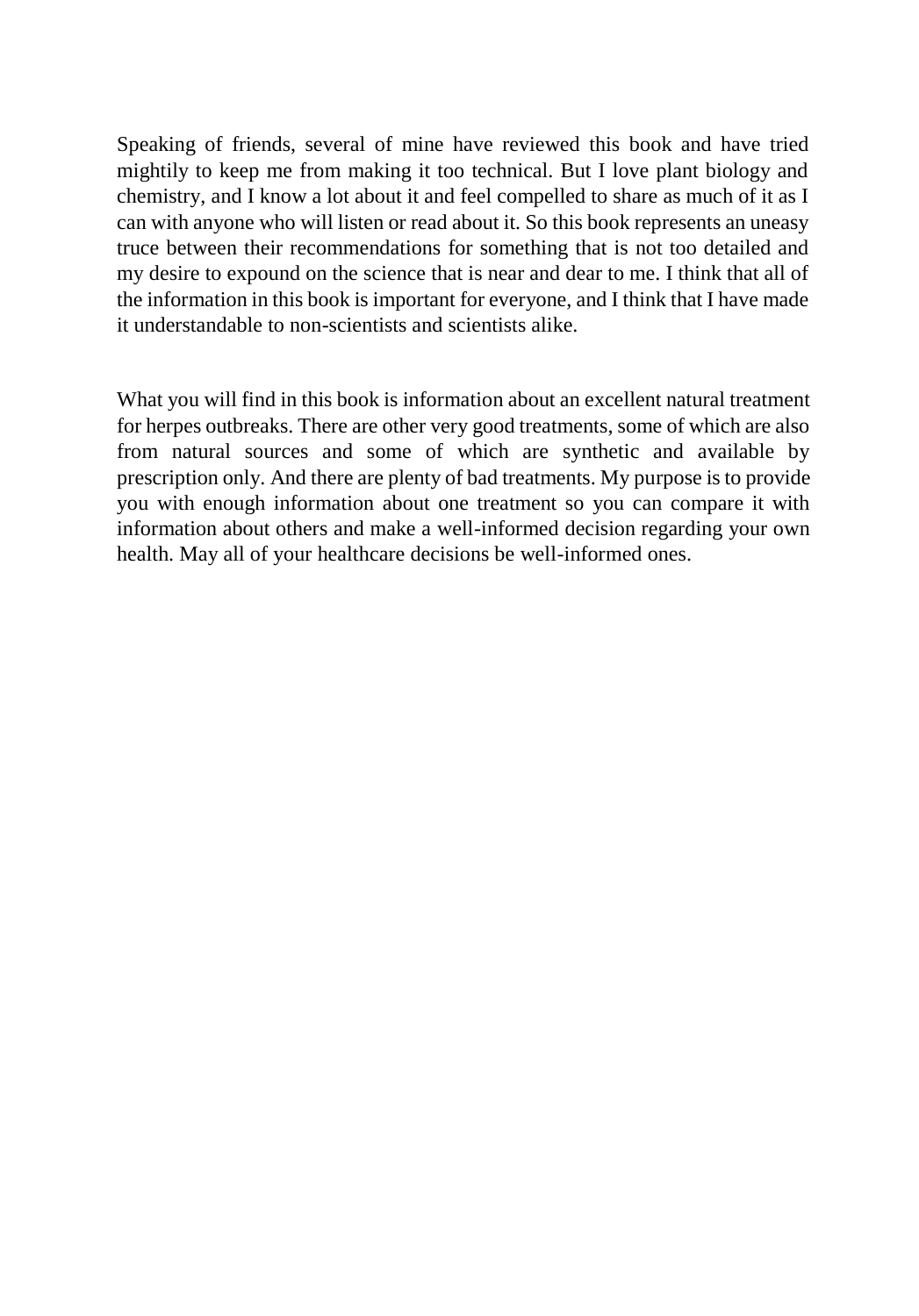Speaking of friends, several of mine have reviewed this book and have tried mightily to keep me from making it too technical. But I love plant biology and chemistry, and I know a lot about it and feel compelled to share as much of it as I can with anyone who will listen or read about it. So this book represents an uneasy truce between their recommendations for something that is not too detailed and my desire to expound on the science that is near and dear to me. I think that all of the information in this book is important for everyone, and I think that I have made it understandable to non-scientists and scientists alike.

What you will find in this book is information about an excellent natural treatment for herpes outbreaks. There are other very good treatments, some of which are also from natural sources and some of which are synthetic and available by prescription only. And there are plenty of bad treatments. My purpose is to provide you with enough information about one treatment so you can compare it with information about others and make a well-informed decision regarding your own health. May all of your healthcare decisions be well-informed ones.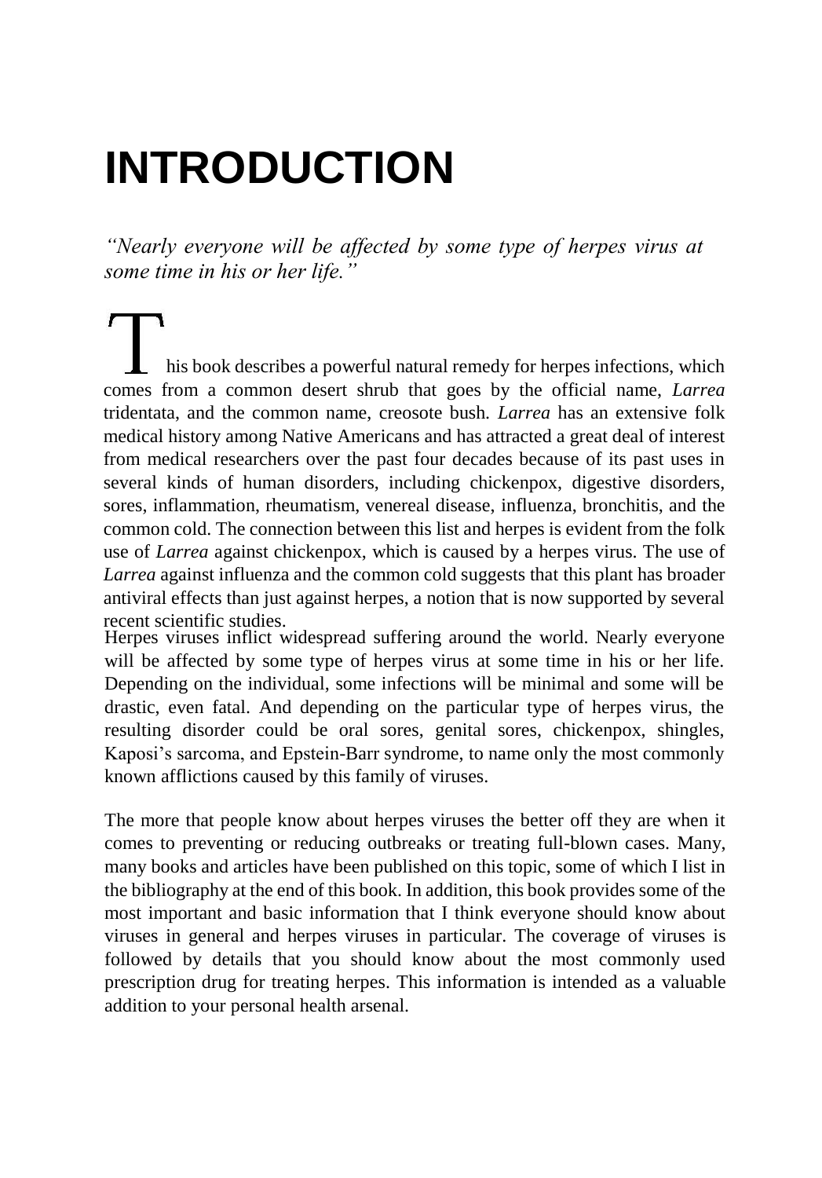# INTRODUCTION

*"Nearly everyone will be affected by some type of herpes virus at some time in his or her life."*

This book describes a powerful natural remedy for herpes infections, which comes from a common desert shrub that goes by the official name, *Larrea* tridentata, and the common name, creosote bush. *Larrea* has an extensive folk medical history among Native Americans and has attracted a great deal of interest from medical researchers over the past four decades because of its past uses in several kinds of human disorders, including chickenpox, digestive disorders, sores, inflammation, rheumatism, venereal disease, influenza, bronchitis, and the common cold. The connection between this list and herpes is evident from the folk use of *Larrea* against chickenpox, which is caused by a herpes virus. The use of *Larrea* against influenza and the common cold suggests that this plant has broader antiviral effects than just against herpes, a notion that is now supported by several recent scientific studies.

Herpes viruses inflict widespread suffering around the world. Nearly everyone will be affected by some type of herpes virus at some time in his or her life. Depending on the individual, some infections will be minimal and some will be drastic, even fatal. And depending on the particular type of herpes virus, the resulting disorder could be oral sores, genital sores, chickenpox, shingles, Kaposi's sarcoma, and Epstein-Barr syndrome, to name only the most commonly known afflictions caused by this family of viruses.

The more that people know about herpes viruses the better off they are when it comes to preventing or reducing outbreaks or treating full-blown cases. Many, many books and articles have been published on this topic, some of which I list in the bibliography at the end of this book. In addition, this book provides some of the most important and basic information that I think everyone should know about viruses in general and herpes viruses in particular. The coverage of viruses is followed by details that you should know about the most commonly used prescription drug for treating herpes. This information is intended as a valuable addition to your personal health arsenal.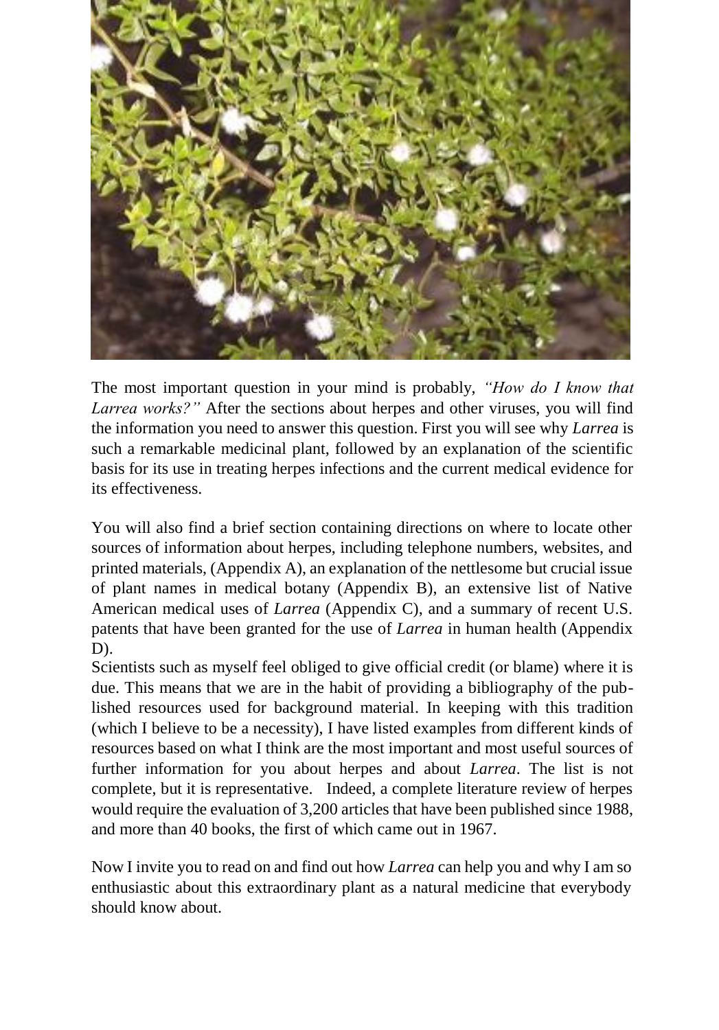The most important question in your mind is probably, *"How do I know that Larrea works?"* After the sections about herpes and other viruses, you will find the information you need to answer this question. First you will see why *Larrea* is such a remarkable medicinal plant, followed by an explanation of the scientific basis for its use in treating herpes infections and the current medical evidence for its effectiveness.

You will also find a brief section containing directions on where to locate other sources of information about herpes, including telephone numbers, websites, and printed materials, (Appendix A), an explanation of the nettlesome but crucial issue of plant names in medical botany (Appendix B), an extensive list of Native American medical uses of *Larrea* (Appendix C), and a summary of recent U.S. patents that have been granted for the use of *Larrea* in human health (Appendix D).

Scientists such as myself feel obliged to give official credit (or blame) where it is due. This means that we are in the habit of providing a bibliography of the published resources used for background material. In keeping with this tradition (which I believe to be a necessity), I have listed examples from different kinds of resources based on what I think are the most important and most useful sources of further information for you about herpes and about *Larrea*. The list is not complete, but it is representative. Indeed, a complete literature review of herpes would require the evaluation of 3,200 articles that have been published since 1988, and more than 40 books, the first of which came out in 1967.

Now I invite you to read on and find out how *Larrea* can help you and why I am so enthusiastic about this extraordinary plant as a natural medicine that everybody should know about.